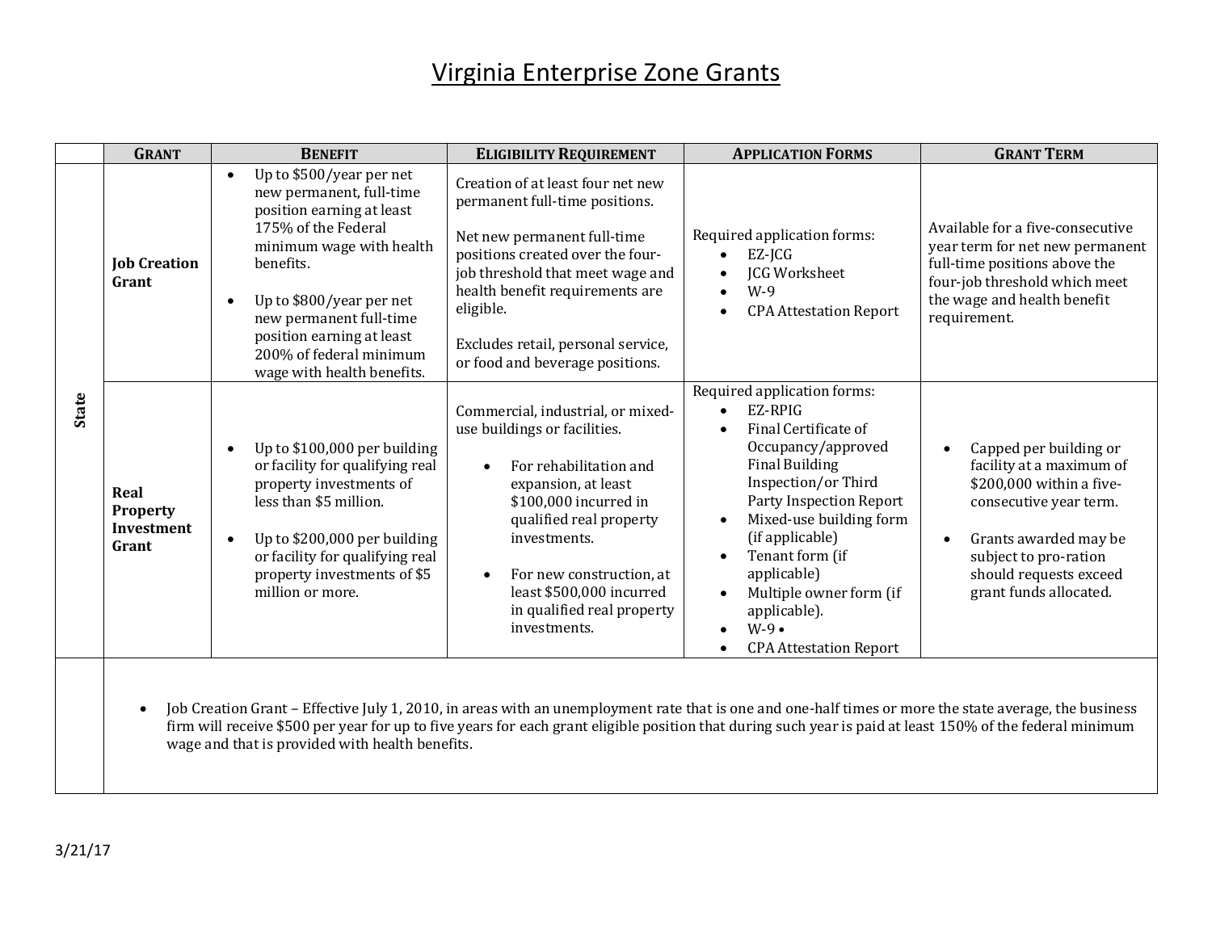# Virginia Enterprise Zone Grants

| | GRANT | BENEFIT | ELIGIBILITY REQUIREMENT | APPLICATION FORMS | GRANT TERM |
|---|---|---|---|---|---|
| State | **Job Creation Grant** | • Up to $500/year per net new permanent, full-time position earning at least 175% of the Federal minimum wage with health benefits.<br><br>• Up to $800/year per net new permanent full-time position earning at least 200% of federal minimum wage with health benefits. | Creation of at least four net new permanent full-time positions.<br><br>Net new permanent full-time positions created over the four-job threshold that meet wage and health benefit requirements are eligible.<br><br>Excludes retail, personal service, or food and beverage positions. | Required application forms:<br>• EZ-JCG<br>• JCG Worksheet<br>• W-9<br>• CPA Attestation Report | Available for a five-consecutive year term for net new permanent full-time positions above the four-job threshold which meet the wage and health benefit requirement. |
| | **Real Property Investment Grant** | • Up to $100,000 per building or facility for qualifying real property investments of less than $5 million.<br><br>• Up to $200,000 per building or facility for qualifying real property investments of $5 million or more. | Commercial, industrial, or mixed-use buildings or facilities.<br>• For rehabilitation and expansion, at least $100,000 incurred in qualified real property investments.<br>• For new construction, at least $500,000 incurred in qualified real property investments. | Required application forms:<br>• EZ-RPIG<br>• Final Certificate of Occupancy/approved Final Building Inspection/or Third Party Inspection Report<br>• Mixed-use building form (if applicable)<br>• Tenant form (if applicable)<br>• Multiple owner form (if applicable).<br>• W-9 •<br>• CPA Attestation Report | • Capped per building or facility at a maximum of $200,000 within a five-consecutive year term.<br><br>• Grants awarded may be subject to pro-ration should requests exceed grant funds allocated. |
| | • Job Creation Grant – Effective July 1, 2010, in areas with an unemployment rate that is one and one-half times or more the state average, the business firm will receive $500 per year for up to five years for each grant eligible position that during such year is paid at least 150% of the federal minimum wage and that is provided with health benefits. | | | | |

3/21/17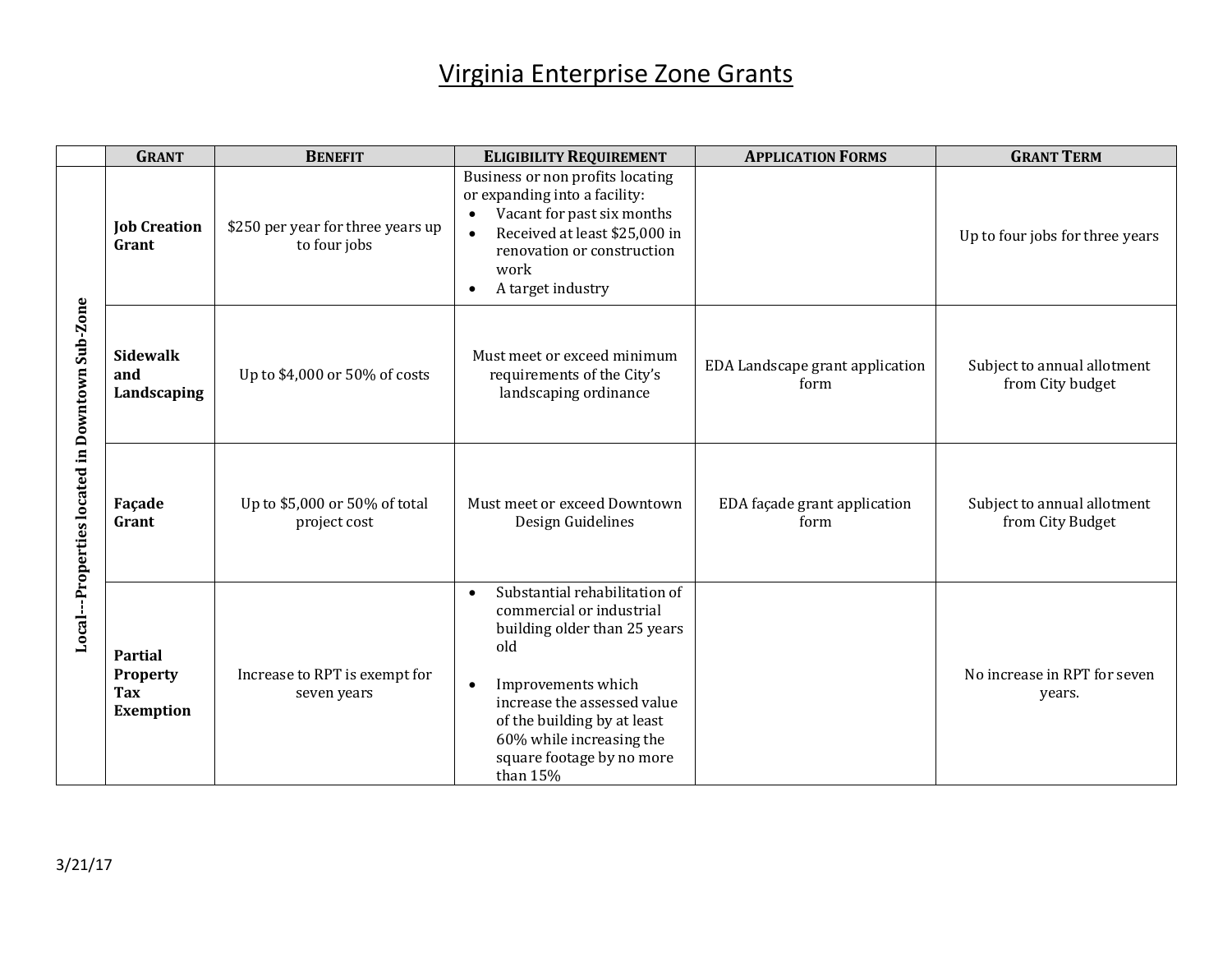# Virginia Enterprise Zone Grants

| | Grant | Benefit | Eligibility Requirement | Application Forms | Grant Term |
|---|---|---|---|---|---|
| Local---Properties located in Downtown Sub-Zone | **Job Creation Grant** | $250 per year for three years up to four jobs | Business or non profits locating or expanding into a facility:<br>• Vacant for past six months<br>• Received at least $25,000 in renovation or construction work<br>• A target industry | | Up to four jobs for three years |
| | **Sidewalk and Landscaping** | Up to $4,000 or 50% of costs | Must meet or exceed minimum requirements of the City's landscaping ordinance | EDA Landscape grant application form | Subject to annual allotment from City budget |
| | **Façade Grant** | Up to $5,000 or 50% of total project cost | Must meet or exceed Downtown Design Guidelines | EDA façade grant application form | Subject to annual allotment from City Budget |
| | **Partial Property Tax Exemption** | Increase to RPT is exempt for seven years | • Substantial rehabilitation of commercial or industrial building older than 25 years old<br>• Improvements which increase the assessed value of the building by at least 60% while increasing the square footage by no more than 15% | | No increase in RPT for seven years. |

3/21/17